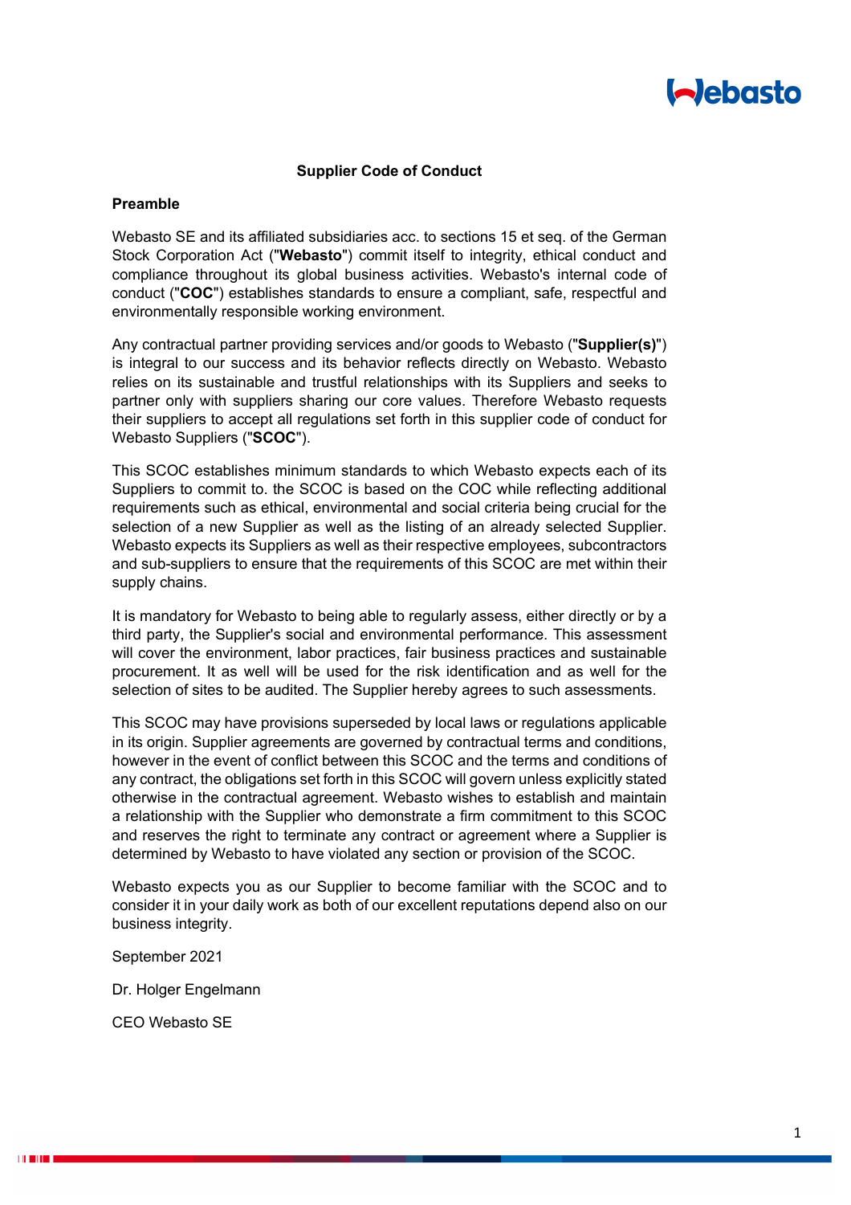# Supplier Code of Conduct

## Preamble

Webasto SE and its affiliated subsidiaries acc. to sections 15 et seq. of the German Stock Corporation Act ("**Webasto**") commit itself to integrity, ethical conduct and compliance throughout its global business activities. Webasto's internal code of conduct ("**COC**") establishes standards to ensure a compliant, safe, respectful and environmentally responsible working environment.

Any contractual partner providing services and/or goods to Webasto ("**Supplier(s)**") is integral to our success and its behavior reflects directly on Webasto. Webasto relies on its sustainable and trustful relationships with its Suppliers and seeks to partner only with suppliers sharing our core values. Therefore Webasto requests their suppliers to accept all regulations set forth in this supplier code of conduct for Webasto Suppliers ("**SCOC**").

This SCOC establishes minimum standards to which Webasto expects each of its Suppliers to commit to. the SCOC is based on the COC while reflecting additional requirements such as ethical, environmental and social criteria being crucial for the selection of a new Supplier as well as the listing of an already selected Supplier. Webasto expects its Suppliers as well as their respective employees, subcontractors and sub-suppliers to ensure that the requirements of this SCOC are met within their supply chains.

It is mandatory for Webasto to being able to regularly assess, either directly or by a third party, the Supplier's social and environmental performance. This assessment will cover the environment, labor practices, fair business practices and sustainable procurement. It as well will be used for the risk identification and as well for the selection of sites to be audited. The Supplier hereby agrees to such assessments.

This SCOC may have provisions superseded by local laws or regulations applicable in its origin. Supplier agreements are governed by contractual terms and conditions, however in the event of conflict between this SCOC and the terms and conditions of any contract, the obligations set forth in this SCOC will govern unless explicitly stated otherwise in the contractual agreement. Webasto wishes to establish and maintain a relationship with the Supplier who demonstrate a firm commitment to this SCOC and reserves the right to terminate any contract or agreement where a Supplier is determined by Webasto to have violated any section or provision of the SCOC.

Webasto expects you as our Supplier to become familiar with the SCOC and to consider it in your daily work as both of our excellent reputations depend also on our business integrity.

September 2021

Dr. Holger Engelmann

CEO Webasto SE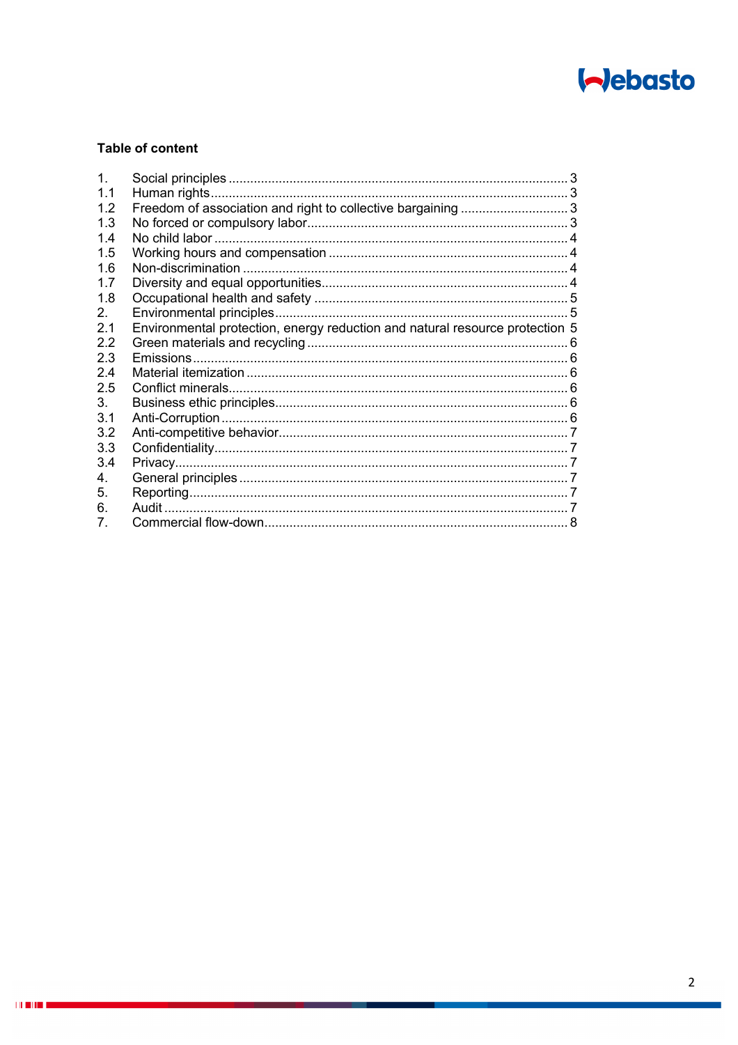**Table of content**

| | | |
|---|---|---|
| 1. | Social principles | 3 |
| 1.1 | Human rights | 3 |
| 1.2 | Freedom of association and right to collective bargaining | 3 |
| 1.3 | No forced or compulsory labor | 3 |
| 1.4 | No child labor | 4 |
| 1.5 | Working hours and compensation | 4 |
| 1.6 | Non-discrimination | 4 |
| 1.7 | Diversity and equal opportunities | 4 |
| 1.8 | Occupational health and safety | 5 |
| 2. | Environmental principles | 5 |
| 2.1 | Environmental protection, energy reduction and natural resource protection | 5 |
| 2.2 | Green materials and recycling | 6 |
| 2.3 | Emissions | 6 |
| 2.4 | Material itemization | 6 |
| 2.5 | Conflict minerals | 6 |
| 3. | Business ethic principles | 6 |
| 3.1 | Anti-Corruption | 6 |
| 3.2 | Anti-competitive behavior | 7 |
| 3.3 | Confidentiality | 7 |
| 3.4 | Privacy | 7 |
| 4. | General principles | 7 |
| 5. | Reporting | 7 |
| 6. | Audit | 7 |
| 7. | Commercial flow-down | 8 |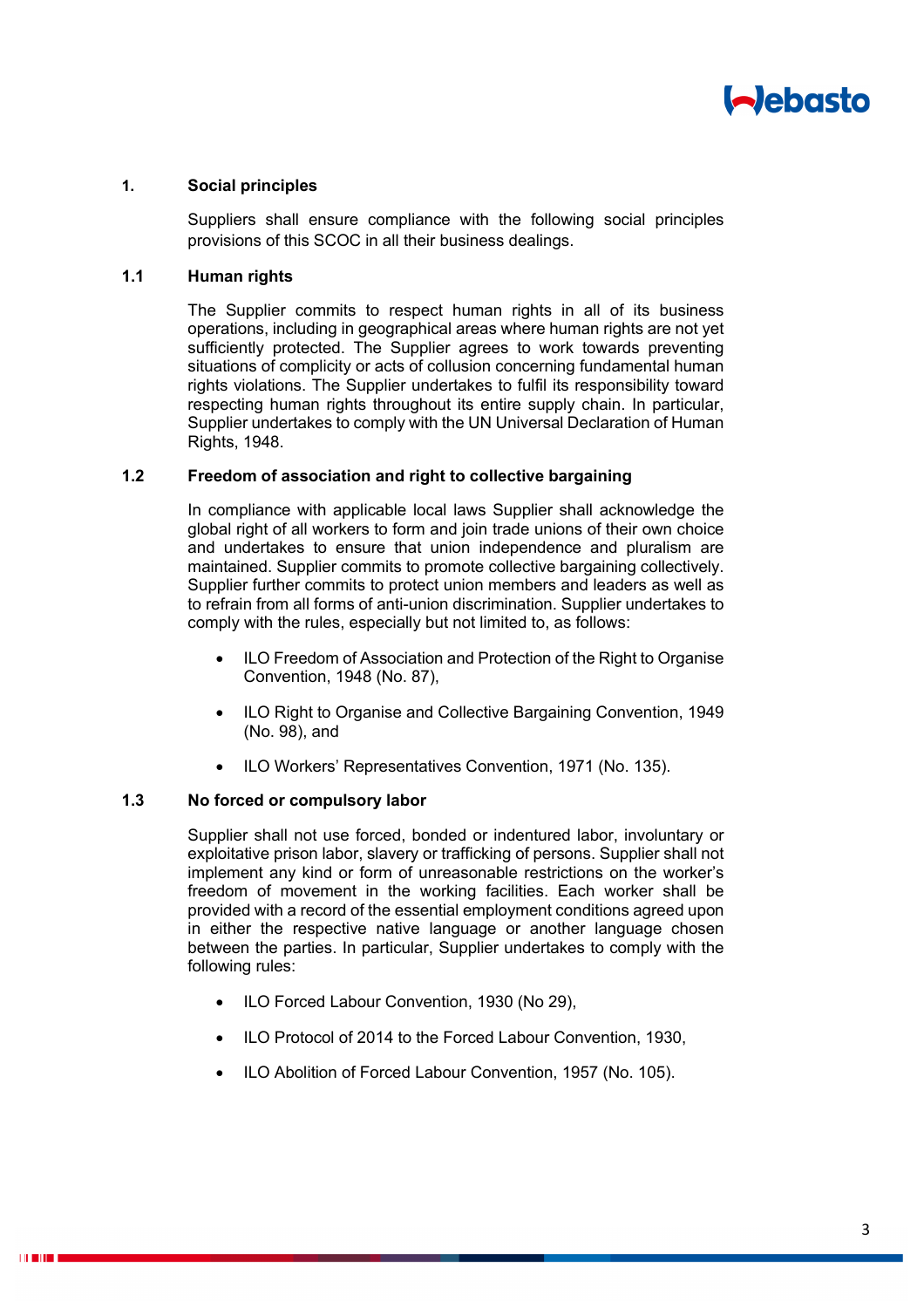## 1. Social principles

Suppliers shall ensure compliance with the following social principles provisions of this SCOC in all their business dealings.

### 1.1 Human rights

The Supplier commits to respect human rights in all of its business operations, including in geographical areas where human rights are not yet sufficiently protected. The Supplier agrees to work towards preventing situations of complicity or acts of collusion concerning fundamental human rights violations. The Supplier undertakes to fulfil its responsibility toward respecting human rights throughout its entire supply chain. In particular, Supplier undertakes to comply with the UN Universal Declaration of Human Rights, 1948.

### 1.2 Freedom of association and right to collective bargaining

In compliance with applicable local laws Supplier shall acknowledge the global right of all workers to form and join trade unions of their own choice and undertakes to ensure that union independence and pluralism are maintained. Supplier commits to promote collective bargaining collectively. Supplier further commits to protect union members and leaders as well as to refrain from all forms of anti-union discrimination. Supplier undertakes to comply with the rules, especially but not limited to, as follows:

- ILO Freedom of Association and Protection of the Right to Organise Convention, 1948 (No. 87),
- ILO Right to Organise and Collective Bargaining Convention, 1949 (No. 98), and
- ILO Workers' Representatives Convention, 1971 (No. 135).

### 1.3 No forced or compulsory labor

Supplier shall not use forced, bonded or indentured labor, involuntary or exploitative prison labor, slavery or trafficking of persons. Supplier shall not implement any kind or form of unreasonable restrictions on the worker's freedom of movement in the working facilities. Each worker shall be provided with a record of the essential employment conditions agreed upon in either the respective native language or another language chosen between the parties. In particular, Supplier undertakes to comply with the following rules:

- ILO Forced Labour Convention, 1930 (No 29),
- ILO Protocol of 2014 to the Forced Labour Convention, 1930,
- ILO Abolition of Forced Labour Convention, 1957 (No. 105).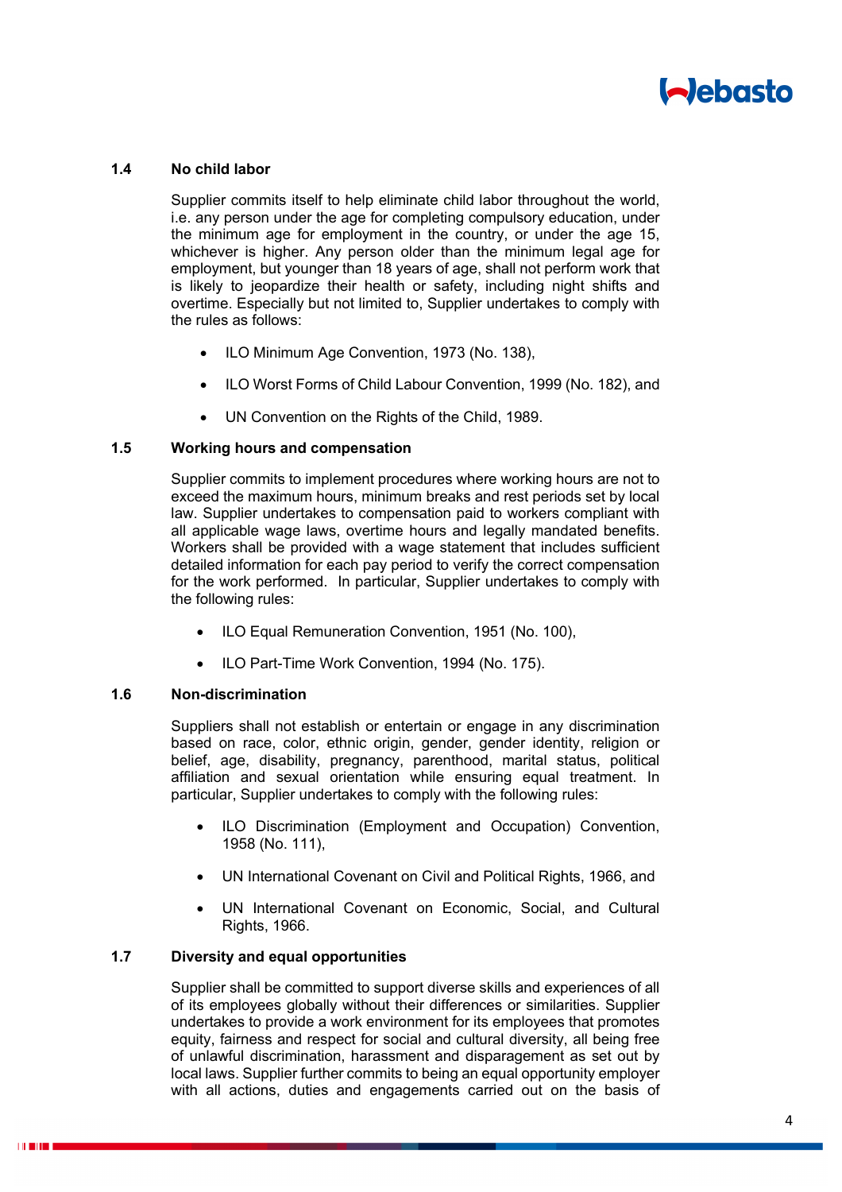### 1.4 No child labor

Supplier commits itself to help eliminate child labor throughout the world, i.e. any person under the age for completing compulsory education, under the minimum age for employment in the country, or under the age 15, whichever is higher. Any person older than the minimum legal age for employment, but younger than 18 years of age, shall not perform work that is likely to jeopardize their health or safety, including night shifts and overtime. Especially but not limited to, Supplier undertakes to comply with the rules as follows:

- ILO Minimum Age Convention, 1973 (No. 138),
- ILO Worst Forms of Child Labour Convention, 1999 (No. 182), and
- UN Convention on the Rights of the Child, 1989.

### 1.5 Working hours and compensation

Supplier commits to implement procedures where working hours are not to exceed the maximum hours, minimum breaks and rest periods set by local law. Supplier undertakes to compensation paid to workers compliant with all applicable wage laws, overtime hours and legally mandated benefits. Workers shall be provided with a wage statement that includes sufficient detailed information for each pay period to verify the correct compensation for the work performed. In particular, Supplier undertakes to comply with the following rules:

- ILO Equal Remuneration Convention, 1951 (No. 100),
- ILO Part-Time Work Convention, 1994 (No. 175).

### 1.6 Non-discrimination

Suppliers shall not establish or entertain or engage in any discrimination based on race, color, ethnic origin, gender, gender identity, religion or belief, age, disability, pregnancy, parenthood, marital status, political affiliation and sexual orientation while ensuring equal treatment. In particular, Supplier undertakes to comply with the following rules:

- ILO Discrimination (Employment and Occupation) Convention, 1958 (No. 111),
- UN International Covenant on Civil and Political Rights, 1966, and
- UN International Covenant on Economic, Social, and Cultural Rights, 1966.

### 1.7 Diversity and equal opportunities

Supplier shall be committed to support diverse skills and experiences of all of its employees globally without their differences or similarities. Supplier undertakes to provide a work environment for its employees that promotes equity, fairness and respect for social and cultural diversity, all being free of unlawful discrimination, harassment and disparagement as set out by local laws. Supplier further commits to being an equal opportunity employer with all actions, duties and engagements carried out on the basis of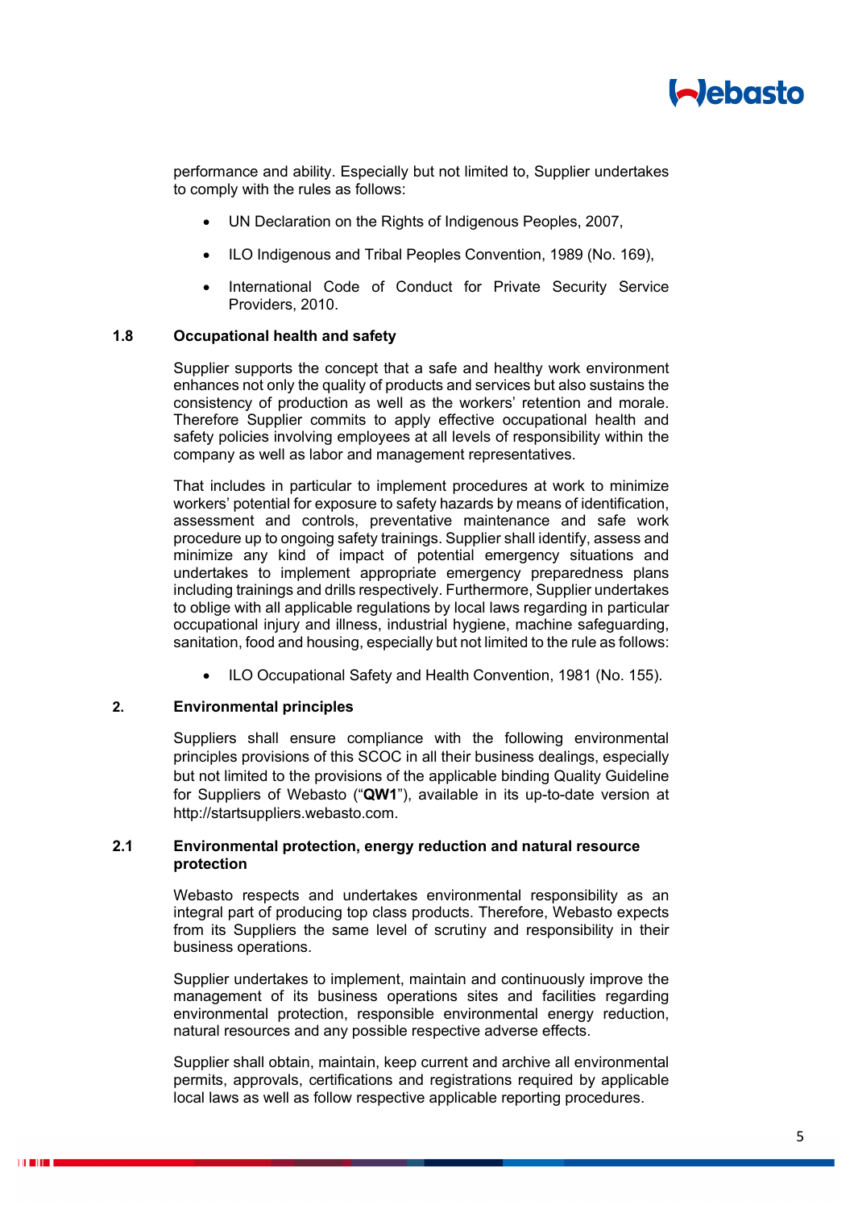performance and ability. Especially but not limited to, Supplier undertakes to comply with the rules as follows:

- UN Declaration on the Rights of Indigenous Peoples, 2007,
- ILO Indigenous and Tribal Peoples Convention, 1989 (No. 169),
- International Code of Conduct for Private Security Service Providers, 2010.

### 1.8 Occupational health and safety

Supplier supports the concept that a safe and healthy work environment enhances not only the quality of products and services but also sustains the consistency of production as well as the workers' retention and morale. Therefore Supplier commits to apply effective occupational health and safety policies involving employees at all levels of responsibility within the company as well as labor and management representatives.

That includes in particular to implement procedures at work to minimize workers' potential for exposure to safety hazards by means of identification, assessment and controls, preventative maintenance and safe work procedure up to ongoing safety trainings. Supplier shall identify, assess and minimize any kind of impact of potential emergency situations and undertakes to implement appropriate emergency preparedness plans including trainings and drills respectively. Furthermore, Supplier undertakes to oblige with all applicable regulations by local laws regarding in particular occupational injury and illness, industrial hygiene, machine safeguarding, sanitation, food and housing, especially but not limited to the rule as follows:

- ILO Occupational Safety and Health Convention, 1981 (No. 155).

## 2. Environmental principles

Suppliers shall ensure compliance with the following environmental principles provisions of this SCOC in all their business dealings, especially but not limited to the provisions of the applicable binding Quality Guideline for Suppliers of Webasto ("**QW1**"), available in its up-to-date version at http://startsuppliers.webasto.com.

### 2.1 Environmental protection, energy reduction and natural resource protection

Webasto respects and undertakes environmental responsibility as an integral part of producing top class products. Therefore, Webasto expects from its Suppliers the same level of scrutiny and responsibility in their business operations.

Supplier undertakes to implement, maintain and continuously improve the management of its business operations sites and facilities regarding environmental protection, responsible environmental energy reduction, natural resources and any possible respective adverse effects.

Supplier shall obtain, maintain, keep current and archive all environmental permits, approvals, certifications and registrations required by applicable local laws as well as follow respective applicable reporting procedures.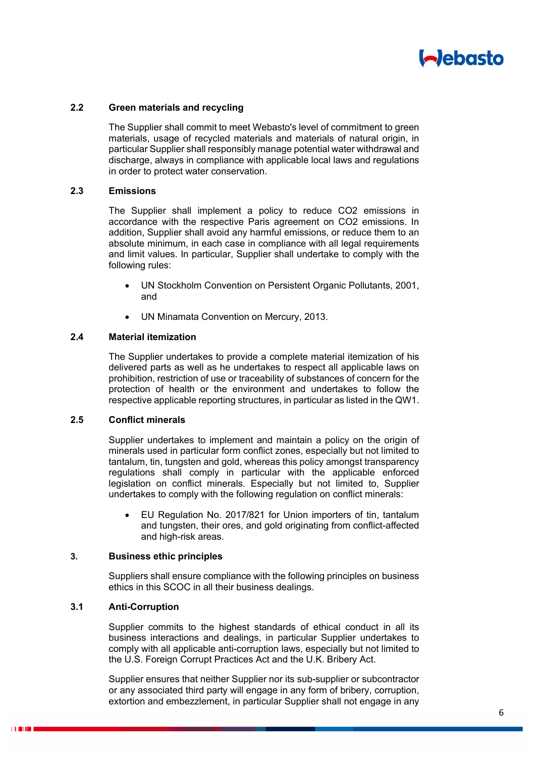### 2.2 Green materials and recycling

The Supplier shall commit to meet Webasto's level of commitment to green materials, usage of recycled materials and materials of natural origin, in particular Supplier shall responsibly manage potential water withdrawal and discharge, always in compliance with applicable local laws and regulations in order to protect water conservation.

### 2.3 Emissions

The Supplier shall implement a policy to reduce $CO_2$ emissions in accordance with the respective Paris agreement on $CO_2$ emissions. In addition, Supplier shall avoid any harmful emissions, or reduce them to an absolute minimum, in each case in compliance with all legal requirements and limit values. In particular, Supplier shall undertake to comply with the following rules:

- UN Stockholm Convention on Persistent Organic Pollutants, 2001, and
- UN Minamata Convention on Mercury, 2013.

### 2.4 Material itemization

The Supplier undertakes to provide a complete material itemization of his delivered parts as well as he undertakes to respect all applicable laws on prohibition, restriction of use or traceability of substances of concern for the protection of health or the environment and undertakes to follow the respective applicable reporting structures, in particular as listed in the QW1.

### 2.5 Conflict minerals

Supplier undertakes to implement and maintain a policy on the origin of minerals used in particular form conflict zones, especially but not limited to tantalum, tin, tungsten and gold, whereas this policy amongst transparency regulations shall comply in particular with the applicable enforced legislation on conflict minerals. Especially but not limited to, Supplier undertakes to comply with the following regulation on conflict minerals:

- EU Regulation No. 2017/821 for Union importers of tin, tantalum and tungsten, their ores, and gold originating from conflict-affected and high-risk areas.

## 3. Business ethic principles

Suppliers shall ensure compliance with the following principles on business ethics in this SCOC in all their business dealings.

### 3.1 Anti-Corruption

Supplier commits to the highest standards of ethical conduct in all its business interactions and dealings, in particular Supplier undertakes to comply with all applicable anti-corruption laws, especially but not limited to the U.S. Foreign Corrupt Practices Act and the U.K. Bribery Act.

Supplier ensures that neither Supplier nor its sub-supplier or subcontractor or any associated third party will engage in any form of bribery, corruption, extortion and embezzlement, in particular Supplier shall not engage in any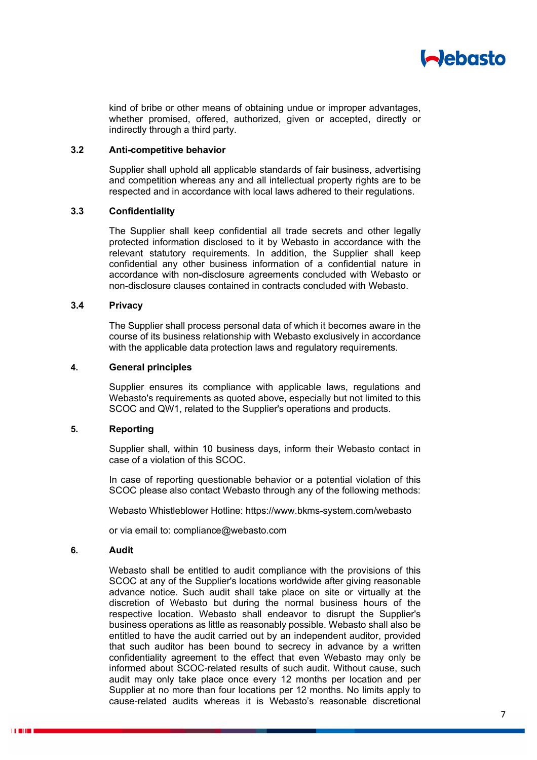kind of bribe or other means of obtaining undue or improper advantages, whether promised, offered, authorized, given or accepted, directly or indirectly through a third party.

### 3.2 Anti-competitive behavior

Supplier shall uphold all applicable standards of fair business, advertising and competition whereas any and all intellectual property rights are to be respected and in accordance with local laws adhered to their regulations.

### 3.3 Confidentiality

The Supplier shall keep confidential all trade secrets and other legally protected information disclosed to it by Webasto in accordance with the relevant statutory requirements. In addition, the Supplier shall keep confidential any other business information of a confidential nature in accordance with non-disclosure agreements concluded with Webasto or non-disclosure clauses contained in contracts concluded with Webasto.

### 3.4 Privacy

The Supplier shall process personal data of which it becomes aware in the course of its business relationship with Webasto exclusively in accordance with the applicable data protection laws and regulatory requirements.

## 4. General principles

Supplier ensures its compliance with applicable laws, regulations and Webasto's requirements as quoted above, especially but not limited to this SCOC and QW1, related to the Supplier's operations and products.

## 5. Reporting

Supplier shall, within 10 business days, inform their Webasto contact in case of a violation of this SCOC.

In case of reporting questionable behavior or a potential violation of this SCOC please also contact Webasto through any of the following methods:

Webasto Whistleblower Hotline: https://www.bkms-system.com/webasto

or via email to: compliance@webasto.com

## 6. Audit

Webasto shall be entitled to audit compliance with the provisions of this SCOC at any of the Supplier's locations worldwide after giving reasonable advance notice. Such audit shall take place on site or virtually at the discretion of Webasto but during the normal business hours of the respective location. Webasto shall endeavor to disrupt the Supplier's business operations as little as reasonably possible. Webasto shall also be entitled to have the audit carried out by an independent auditor, provided that such auditor has been bound to secrecy in advance by a written confidentiality agreement to the effect that even Webasto may only be informed about SCOC-related results of such audit. Without cause, such audit may only take place once every 12 months per location and per Supplier at no more than four locations per 12 months. No limits apply to cause-related audits whereas it is Webasto's reasonable discretional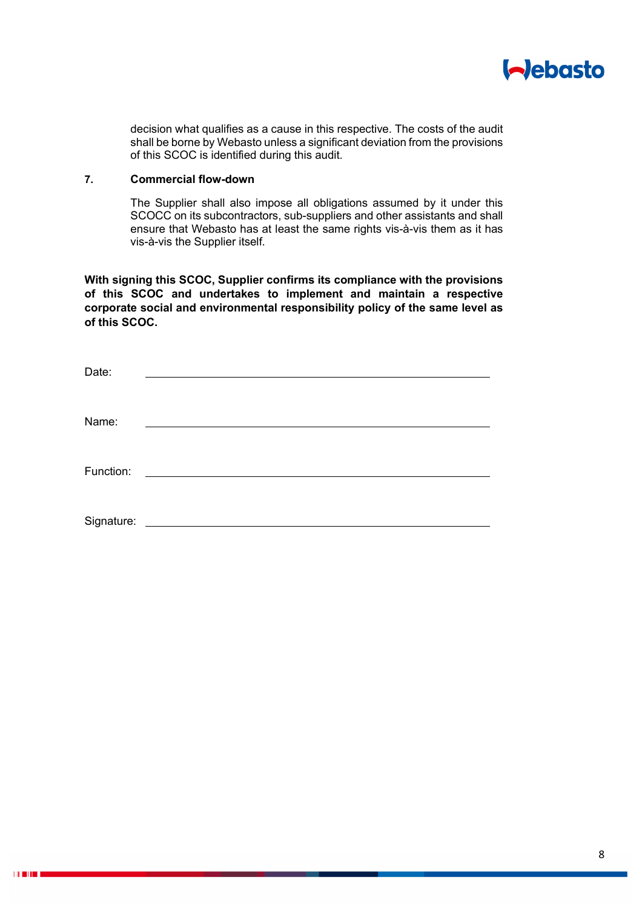decision what qualifies as a cause in this respective. The costs of the audit shall be borne by Webasto unless a significant deviation from the provisions of this SCOC is identified during this audit.

## 7. Commercial flow-down

The Supplier shall also impose all obligations assumed by it under this SCOCC on its subcontractors, sub-suppliers and other assistants and shall ensure that Webasto has at least the same rights vis-à-vis them as it has vis-à-vis the Supplier itself.

**With signing this SCOC, Supplier confirms its compliance with the provisions of this SCOC and undertakes to implement and maintain a respective corporate social and environmental responsibility policy of the same level as of this SCOC.**

Date: ______________________________

Name: ______________________________

Function: ______________________________

Signature: ______________________________